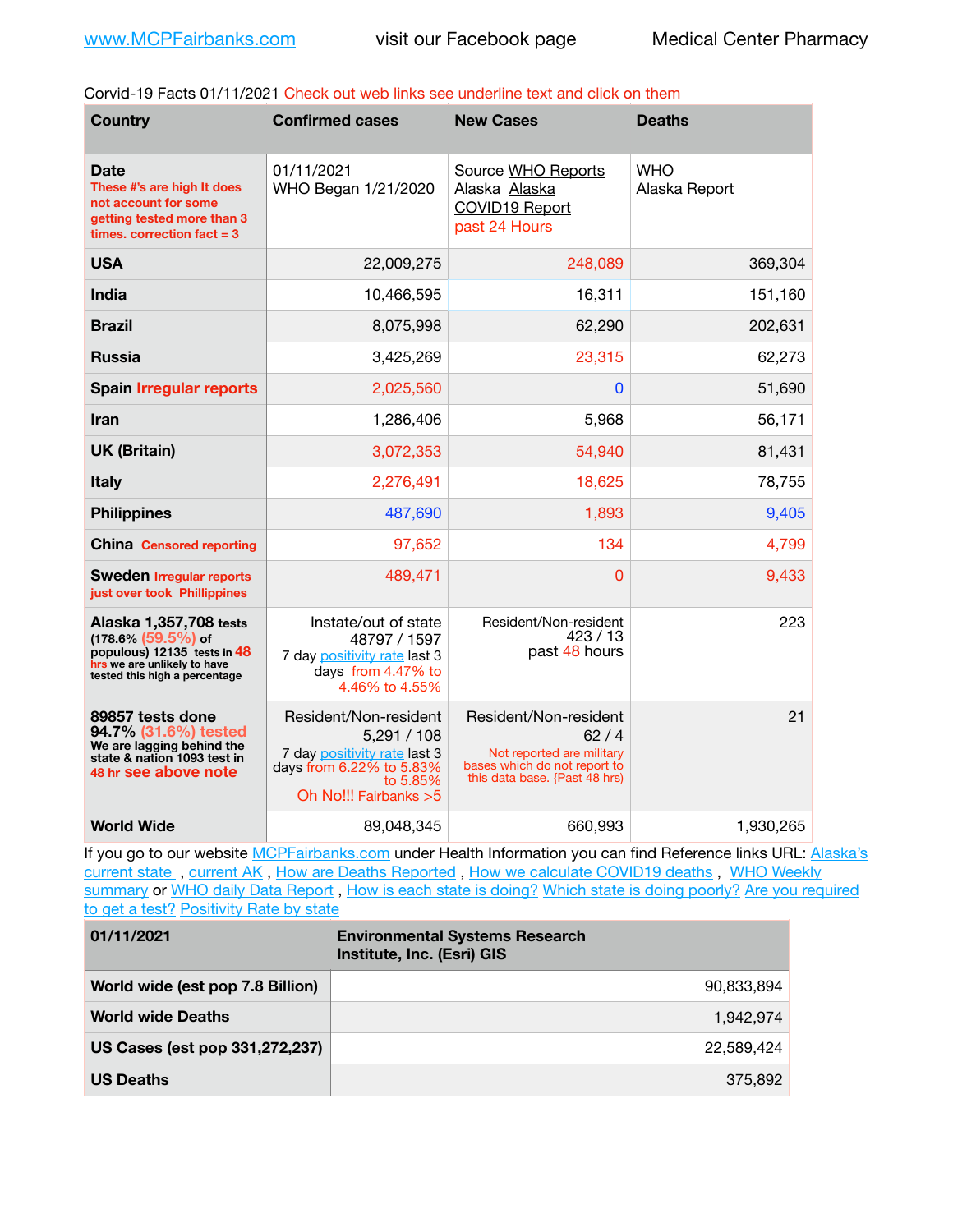www.MCPFairbanks.com visit our Facebook page Medical Center Pharmacy

Corvid-19 Facts 01/11/2021 Check out web links see underline text and click on them

| Country | Confirmed cases | New Cases | Deaths |
|---|---|---|---|
| **Date** These #'s are high It does not account for some getting tested more than 3 times. correction fact = 3 | 01/11/2021 WHO Began 1/21/2020 | Source WHO Reports Alaska Alaska COVID19 Report past 24 Hours | WHO Alaska Report |
| **USA** | 22,009,275 | 248,089 | 369,304 |
| **India** | 10,466,595 | 16,311 | 151,160 |
| **Brazil** | 8,075,998 | 62,290 | 202,631 |
| **Russia** | 3,425,269 | 23,315 | 62,273 |
| **Spain** Irregular reports | 2,025,560 | 0 | 51,690 |
| **Iran** | 1,286,406 | 5,968 | 56,171 |
| **UK (Britain)** | 3,072,353 | 54,940 | 81,431 |
| **Italy** | 2,276,491 | 18,625 | 78,755 |
| **Philippines** | 487,690 | 1,893 | 9,405 |
| **China** Censored reporting | 97,652 | 134 | 4,799 |
| **Sweden** Irregular reports just over took Phillippines | 489,471 | 0 | 9,433 |
| **Alaska 1,357,708 tests** (178.6% (59.5%) of populous) 12135 tests in 48 hrs we are unlikely to have tested this high a percentage | Instate/out of state 48797 / 1597 7 day positivity rate last 3 days from 4.47% to 4.46% to 4.55% | Resident/Non-resident 423 / 13 past 48 hours | 223 |
| **89857 tests done 94.7% (31.6%) tested** We are lagging behind the state & nation 1093 test in 48 hr see above note | Resident/Non-resident 5,291 / 108 7 day positivity rate last 3 days from 6.22% to 5.83% to 5.85% Oh No!!! Fairbanks >5 | Resident/Non-resident 62 / 4 Not reported are military bases which do not report to this data base. {Past 48 hrs) | 21 |
| **World Wide** | 89,048,345 | 660,993 | 1,930,265 |

If you go to our website MCPFairbanks.com under Health Information you can find Reference links URL: Alaska's current state , current AK , How are Deaths Reported , How we calculate COVID19 deaths , WHO Weekly summary or WHO daily Data Report , How is each state is doing? Which state is doing poorly? Are you required to get a test? Positivity Rate by state

| 01/11/2021 | Environmental Systems Research Institute, Inc. (Esri) GIS |
|---|---|
| **World wide (est pop 7.8 Billion)** | 90,833,894 |
| **World wide Deaths** | 1,942,974 |
| **US Cases (est pop 331,272,237)** | 22,589,424 |
| **US Deaths** | 375,892 |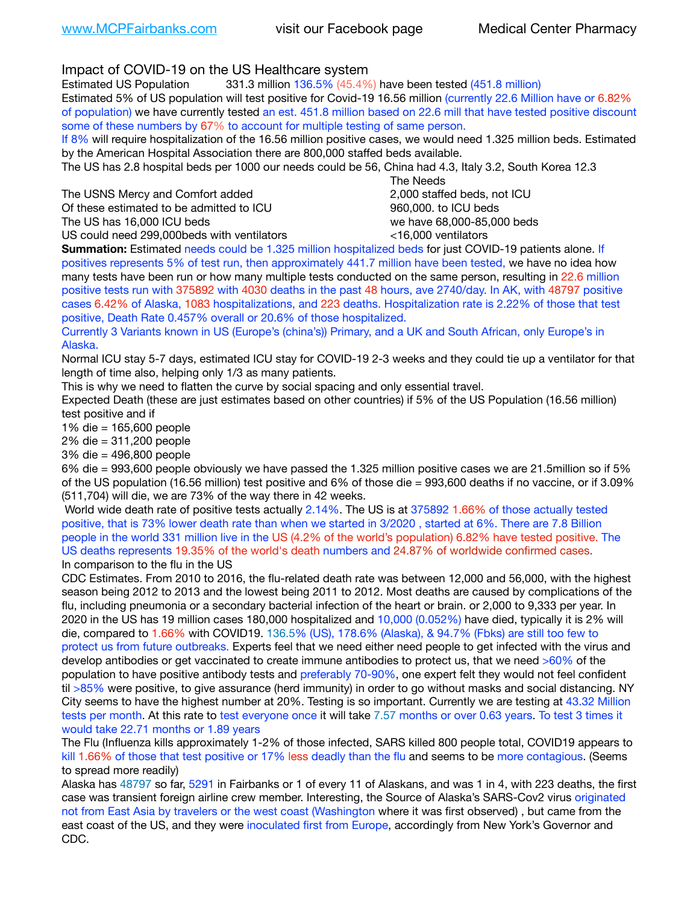www.MCPFairbanks.com visit our Facebook page Medical Center Pharmacy

Impact of COVID-19 on the US Healthcare system

Estimated US Population 331.3 million 136.5% (45.4%) have been tested (451.8 million)

Estimated 5% of US population will test positive for Covid-19 16.56 million (currently 22.6 Million have or 6.82% of population) we have currently tested an est. 451.8 million based on 22.6 mill that have tested positive discount some of these numbers by 67% to account for multiple testing of same person.

If 8% will require hospitalization of the 16.56 million positive cases, we would need 1.325 million beds. Estimated by the American Hospital Association there are 800,000 staffed beds available.

The US has 2.8 hospital beds per 1000 our needs could be 56, China had 4.3, Italy 3.2, South Korea 12.3

| | The Needs |
|---|---|
| The USNS Mercy and Comfort added | 2,000 staffed beds, not ICU |
| Of these estimated to be admitted to ICU | 960,000. to ICU beds |
| The US has 16,000 ICU beds | we have 68,000-85,000 beds |
| US could need 299,000beds with ventilators | <16,000 ventilators |

**Summation:** Estimated needs could be 1.325 million hospitalized beds for just COVID-19 patients alone. If positives represents 5% of test run, then approximately 441.7 million have been tested, we have no idea how many tests have been run or how many multiple tests conducted on the same person, resulting in 22.6 million positive tests run with 375892 with 4030 deaths in the past 48 hours, ave 2740/day. In AK, with 48797 positive cases 6.42% of Alaska, 1083 hospitalizations, and 223 deaths. Hospitalization rate is 2.22% of those that test positive, Death Rate 0.457% overall or 20.6% of those hospitalized.

Currently 3 Variants known in US (Europe's (china's)) Primary, and a UK and South African, only Europe's in Alaska.

Normal ICU stay 5-7 days, estimated ICU stay for COVID-19 2-3 weeks and they could tie up a ventilator for that length of time also, helping only 1/3 as many patients.

This is why we need to flatten the curve by social spacing and only essential travel.

Expected Death (these are just estimates based on other countries) if 5% of the US Population (16.56 million) test positive and if

1% die = 165,600 people

2% die = 311,200 people

3% die = 496,800 people

6% die = 993,600 people obviously we have passed the 1.325 million positive cases we are 21.5million so if 5% of the US population (16.56 million) test positive and 6% of those die = 993,600 deaths if no vaccine, or if 3.09% (511,704) will die, we are 73% of the way there in 42 weeks.

World wide death rate of positive tests actually 2.14%. The US is at 375892 1.66% of those actually tested positive, that is 73% lower death rate than when we started in 3/2020 , started at 6%. There are 7.8 Billion people in the world 331 million live in the US (4.2% of the world's population) 6.82% have tested positive. The US deaths represents 19.35% of the world's death numbers and 24.87% of worldwide confirmed cases.

In comparison to the flu in the US

CDC Estimates. From 2010 to 2016, the flu-related death rate was between 12,000 and 56,000, with the highest season being 2012 to 2013 and the lowest being 2011 to 2012. Most deaths are caused by complications of the flu, including pneumonia or a secondary bacterial infection of the heart or brain. or 2,000 to 9,333 per year. In 2020 in the US has 19 million cases 180,000 hospitalized and 10,000 (0.052%) have died, typically it is 2% will die, compared to 1.66% with COVID19. 136.5% (US), 178.6% (Alaska), & 94.7% (Fbks) are still too few to protect us from future outbreaks. Experts feel that we need either need people to get infected with the virus and develop antibodies or get vaccinated to create immune antibodies to protect us, that we need >60% of the population to have positive antibody tests and preferably 70-90%, one expert felt they would not feel confident til >85% were positive, to give assurance (herd immunity) in order to go without masks and social distancing. NY City seems to have the highest number at 20%. Testing is so important. Currently we are testing at 43.32 Million tests per month. At this rate to test everyone once it will take 7.57 months or over 0.63 years. To test 3 times it would take 22.71 months or 1.89 years

The Flu (Influenza kills approximately 1-2% of those infected, SARS killed 800 people total, COVID19 appears to kill 1.66% of those that test positive or 17% less deadly than the flu and seems to be more contagious. (Seems to spread more readily)

Alaska has 48797 so far, 5291 in Fairbanks or 1 of every 11 of Alaskans, and was 1 in 4, with 223 deaths, the first case was transient foreign airline crew member. Interesting, the Source of Alaska's SARS-Cov2 virus originated not from East Asia by travelers or the west coast (Washington where it was first observed) , but came from the east coast of the US, and they were inoculated first from Europe, accordingly from New York's Governor and CDC.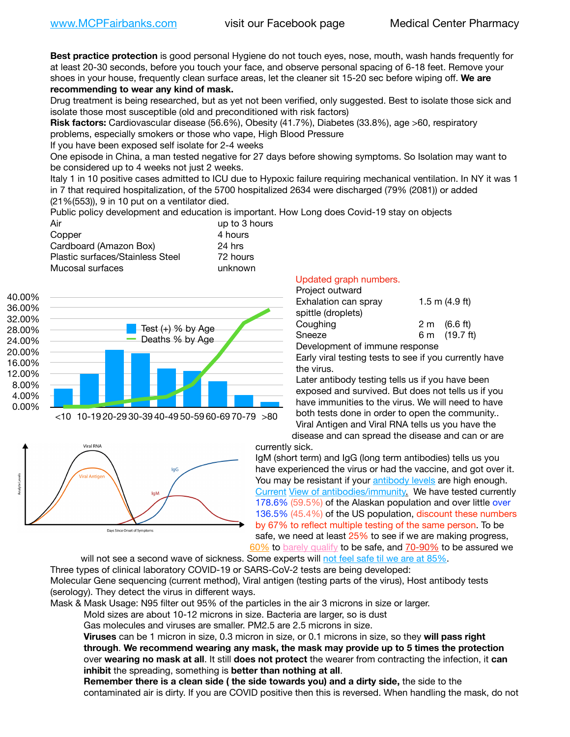www.MCPFairbanks.com visit our Facebook page Medical Center Pharmacy

**Best practice protection** is good personal Hygiene do not touch eyes, nose, mouth, wash hands frequently for at least 20-30 seconds, before you touch your face, and observe personal spacing of 6-18 feet. Remove your shoes in your house, frequently clean surface areas, let the cleaner sit 15-20 sec before wiping off. **We are recommending to wear any kind of mask.**

Drug treatment is being researched, but as yet not been verified, only suggested. Best to isolate those sick and isolate those most susceptible (old and preconditioned with risk factors)

**Risk factors:** Cardiovascular disease (56.6%), Obesity (41.7%), Diabetes (33.8%), age >60, respiratory problems, especially smokers or those who vape, High Blood Pressure

If you have been exposed self isolate for 2-4 weeks

One episode in China, a man tested negative for 27 days before showing symptoms. So Isolation may want to be considered up to 4 weeks not just 2 weeks.

Italy 1 in 10 positive cases admitted to ICU due to Hypoxic failure requiring mechanical ventilation. In NY it was 1 in 7 that required hospitalization, of the 5700 hospitalized 2634 were discharged (79% (2081)) or added (21%(553)), 9 in 10 put on a ventilator died.

Public policy development and education is important. How Long does Covid-19 stay on objects

| | |
|---|---|
| Air | up to 3 hours |
| Copper | 4 hours |
| Cardboard (Amazon Box) | 24 hrs |
| Plastic surfaces/Stainless Steel | 72 hours |
| Mucosal surfaces | unknown |

Updated graph numbers.

Project outward

| | |
|---|---|
| Exhalation can spray spittle (droplets) | 1.5 m (4.9 ft) |
| Coughing | 2 m (6.6 ft) |
| Sneeze | 6 m (19.7 ft) |

Development of immune response

Early viral testing tests to see if you currently have the virus.

Later antibody testing tells us if you have been exposed and survived. But does not tells us if you have immunities to the virus. We will need to have both tests done in order to open the community..

Viral Antigen and Viral RNA tells us you have the disease and can spread the disease and can or are currently sick.

IgM (short term) and IgG (long term antibodies) tells us you have experienced the virus or had the vaccine, and got over it. You may be resistant if your antibody levels are high enough. Current View of antibodies/immunity. We have tested currently 178.6% (59.5%) of the Alaskan population and over little over 136.5% (45.4%) of the US population, discount these numbers by 67% to reflect multiple testing of the same person. To be safe, we need at least 25% to see if we are making progress, 60% to barely qualify to be safe, and 70-90% to be assured we will not see a second wave of sickness. Some experts will not feel safe til we are at 85%.

Three types of clinical laboratory COVID-19 or SARS-CoV-2 tests are being developed:

Molecular Gene sequencing (current method), Viral antigen (testing parts of the virus), Host antibody tests (serology). They detect the virus in different ways.

Mask & Mask Usage: N95 filter out 95% of the particles in the air 3 microns in size or larger.

Mold sizes are about 10-12 microns in size. Bacteria are larger, so is dust

Gas molecules and viruses are smaller. PM2.5 are 2.5 microns in size.

**Viruses** can be 1 micron in size, 0.3 micron in size, or 0.1 microns in size, so they **will pass right through**. **We recommend wearing any mask, the mask may provide up to 5 times the protection** over **wearing no mask at all**. It still **does not protect** the wearer from contracting the infection, it **can inhibit** the spreading, something is **better than nothing at all**.

**Remember there is a clean side ( the side towards you) and a dirty side,** the side to the contaminated air is dirty. If you are COVID positive then this is reversed. When handling the mask, do not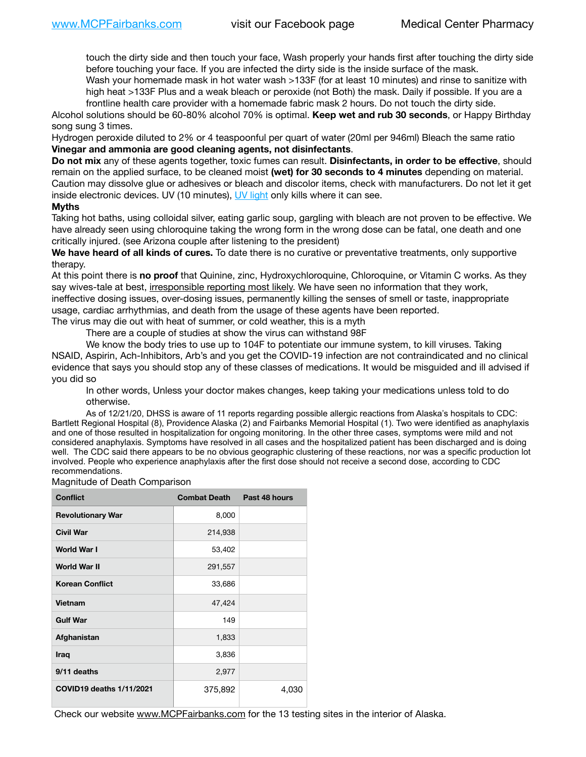touch the dirty side and then touch your face, Wash properly your hands first after touching the dirty side before touching your face. If you are infected the dirty side is the inside surface of the mask.

Wash your homemade mask in hot water wash >133F (for at least 10 minutes) and rinse to sanitize with high heat >133F Plus and a weak bleach or peroxide (not Both) the mask. Daily if possible. If you are a frontline health care provider with a homemade fabric mask 2 hours. Do not touch the dirty side.

Alcohol solutions should be 60-80% alcohol 70% is optimal. **Keep wet and rub 30 seconds**, or Happy Birthday song sung 3 times.

Hydrogen peroxide diluted to 2% or 4 teaspoonful per quart of water (20ml per 946ml) Bleach the same ratio **Vinegar and ammonia are good cleaning agents, not disinfectants**.

**Do not mix** any of these agents together, toxic fumes can result. **Disinfectants, in order to be effective**, should remain on the applied surface, to be cleaned moist **(wet) for 30 seconds to 4 minutes** depending on material. Caution may dissolve glue or adhesives or bleach and discolor items, check with manufacturers. Do not let it get inside electronic devices. UV (10 minutes), UV light only kills where it can see.

**Myths**

Taking hot baths, using colloidal silver, eating garlic soup, gargling with bleach are not proven to be effective. We have already seen using chloroquine taking the wrong form in the wrong dose can be fatal, one death and one critically injured. (see Arizona couple after listening to the president)

**We have heard of all kinds of cures.** To date there is no curative or preventative treatments, only supportive therapy.

At this point there is **no proof** that Quinine, zinc, Hydroxychloroquine, Chloroquine, or Vitamin C works. As they say wives-tale at best, irresponsible reporting most likely. We have seen no information that they work, ineffective dosing issues, over-dosing issues, permanently killing the senses of smell or taste, inappropriate usage, cardiac arrhythmias, and death from the usage of these agents have been reported.

The virus may die out with heat of summer, or cold weather, this is a myth

There are a couple of studies at show the virus can withstand 98F

We know the body tries to use up to 104F to potentiate our immune system, to kill viruses. Taking NSAID, Aspirin, Ach-Inhibitors, Arb's and you get the COVID-19 infection are not contraindicated and no clinical evidence that says you should stop any of these classes of medications. It would be misguided and ill advised if you did so

In other words, Unless your doctor makes changes, keep taking your medications unless told to do otherwise.

As of 12/21/20, DHSS is aware of 11 reports regarding possible allergic reactions from Alaska's hospitals to CDC: Bartlett Regional Hospital (8), Providence Alaska (2) and Fairbanks Memorial Hospital (1). Two were identified as anaphylaxis and one of those resulted in hospitalization for ongoing monitoring. In the other three cases, symptoms were mild and not considered anaphylaxis. Symptoms have resolved in all cases and the hospitalized patient has been discharged and is doing well. The CDC said there appears to be no obvious geographic clustering of these reactions, nor was a specific production lot involved. People who experience anaphylaxis after the first dose should not receive a second dose, according to CDC recommendations.

Magnitude of Death Comparison

| Conflict | Combat Death | Past 48 hours |
|---|---|---|
| Revolutionary War | 8,000 | |
| Civil War | 214,938 | |
| World War I | 53,402 | |
| World War II | 291,557 | |
| Korean Conflict | 33,686 | |
| Vietnam | 47,424 | |
| Gulf War | 149 | |
| Afghanistan | 1,833 | |
| Iraq | 3,836 | |
| 9/11 deaths | 2,977 | |
| COVID19 deaths 1/11/2021 | 375,892 | 4,030 |

Check our website www.MCPFairbanks.com for the 13 testing sites in the interior of Alaska.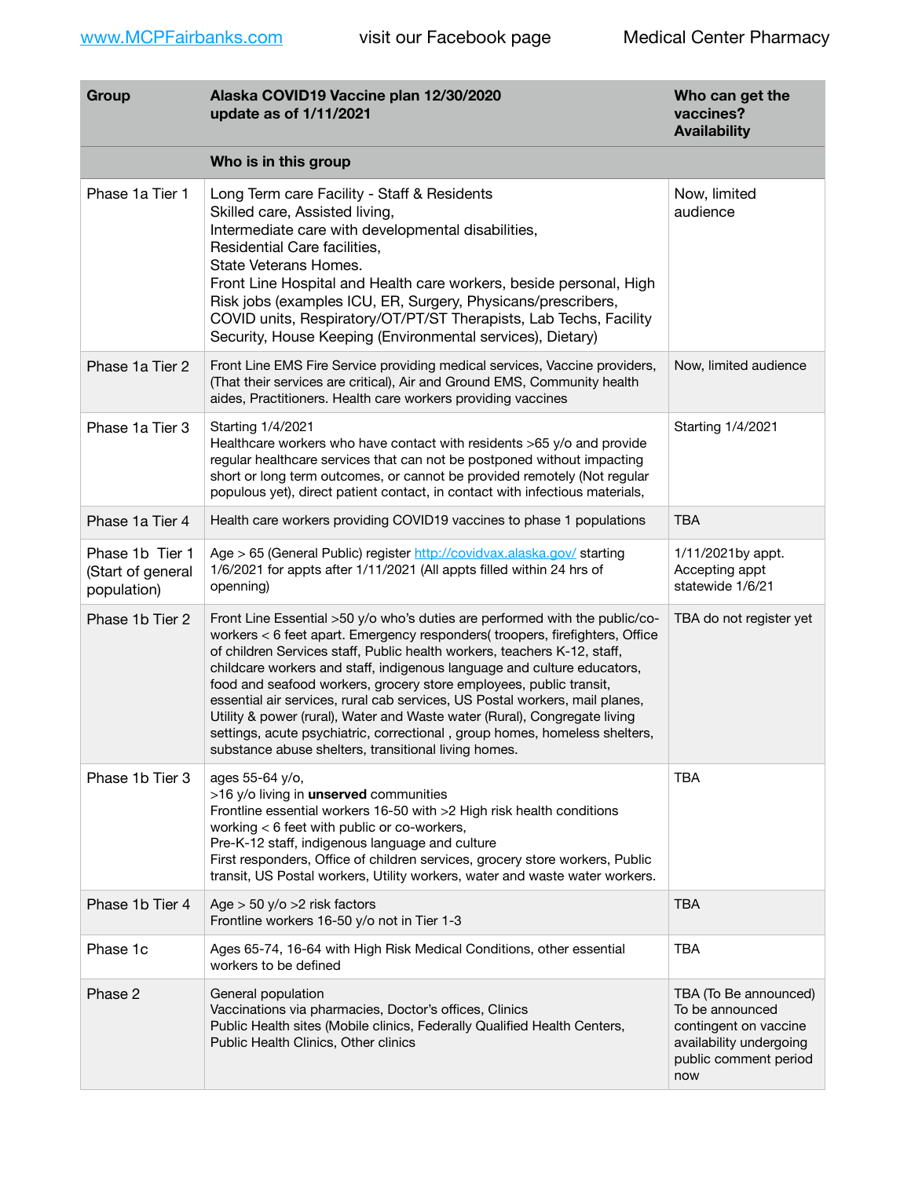www.MCPFairbanks.com visit our Facebook page Medical Center Pharmacy

| Group | Alaska COVID19 Vaccine plan 12/30/2020 update as of 1/11/2021 | Who can get the vaccines? Availability |
|---|---|---|
| | **Who is in this group** | |
| Phase 1a Tier 1 | Long Term care Facility - Staff & Residents<br>Skilled care, Assisted living,<br>Intermediate care with developmental disabilities,<br>Residential Care facilities,<br>State Veterans Homes.<br>Front Line Hospital and Health care workers, beside personal, High Risk jobs (examples ICU, ER, Surgery, Physicans/prescribers, COVID units, Respiratory/OT/PT/ST Therapists, Lab Techs, Facility Security, House Keeping (Environmental services), Dietary) | Now, limited audience |
| Phase 1a Tier 2 | Front Line EMS Fire Service providing medical services, Vaccine providers, (That their services are critical), Air and Ground EMS, Community health aides, Practitioners. Health care workers providing vaccines | Now, limited audience |
| Phase 1a Tier 3 | Starting 1/4/2021<br>Healthcare workers who have contact with residents >65 y/o and provide regular healthcare services that can not be postponed without impacting short or long term outcomes, or cannot be provided remotely (Not regular populous yet), direct patient contact, in contact with infectious materials, | Starting 1/4/2021 |
| Phase 1a Tier 4 | Health care workers providing COVID19 vaccines to phase 1 populations | TBA |
| Phase 1b Tier 1 (Start of general population) | Age > 65 (General Public) register http://covidvax.alaska.gov/ starting 1/6/2021 for appts after 1/11/2021 (All appts filled within 24 hrs of openning) | 1/11/2021by appt. Accepting appt statewide 1/6/21 |
| Phase 1b Tier 2 | Front Line Essential >50 y/o who's duties are performed with the public/co-workers < 6 feet apart. Emergency responders( troopers, firefighters, Office of children Services staff, Public health workers, teachers K-12, staff, childcare workers and staff, indigenous language and culture educators, food and seafood workers, grocery store employees, public transit, essential air services, rural cab services, US Postal workers, mail planes, Utility & power (rural), Water and Waste water (Rural), Congregate living settings, acute psychiatric, correctional , group homes, homeless shelters, substance abuse shelters, transitional living homes. | TBA do not register yet |
| Phase 1b Tier 3 | ages 55-64 y/o,<br>>16 y/o living in **unserved** communities<br>Frontline essential workers 16-50 with >2 High risk health conditions working < 6 feet with public or co-workers,<br>Pre-K-12 staff, indigenous language and culture<br>First responders, Office of children services, grocery store workers, Public transit, US Postal workers, Utility workers, water and waste water workers. | TBA |
| Phase 1b Tier 4 | Age > 50 y/o >2 risk factors<br>Frontline workers 16-50 y/o not in Tier 1-3 | TBA |
| Phase 1c | Ages 65-74, 16-64 with High Risk Medical Conditions, other essential workers to be defined | TBA |
| Phase 2 | General population<br>Vaccinations via pharmacies, Doctor's offices, Clinics<br>Public Health sites (Mobile clinics, Federally Qualified Health Centers, Public Health Clinics, Other clinics | TBA (To Be announced) To be announced contingent on vaccine availability undergoing public comment period now |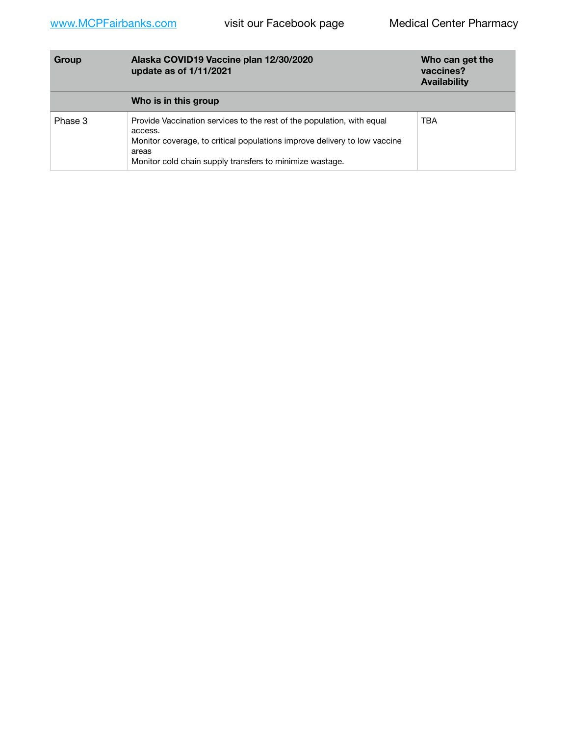| Group | Alaska COVID19 Vaccine plan 12/30/2020<br>update as of 1/11/2021 | Who can get the vaccines? Availability |
|---|---|---|
| | **Who is in this group** | |
| Phase 3 | Provide Vaccination services to the rest of the population, with equal access.<br>Monitor coverage, to critical populations improve delivery to low vaccine areas<br>Monitor cold chain supply transfers to minimize wastage. | TBA |